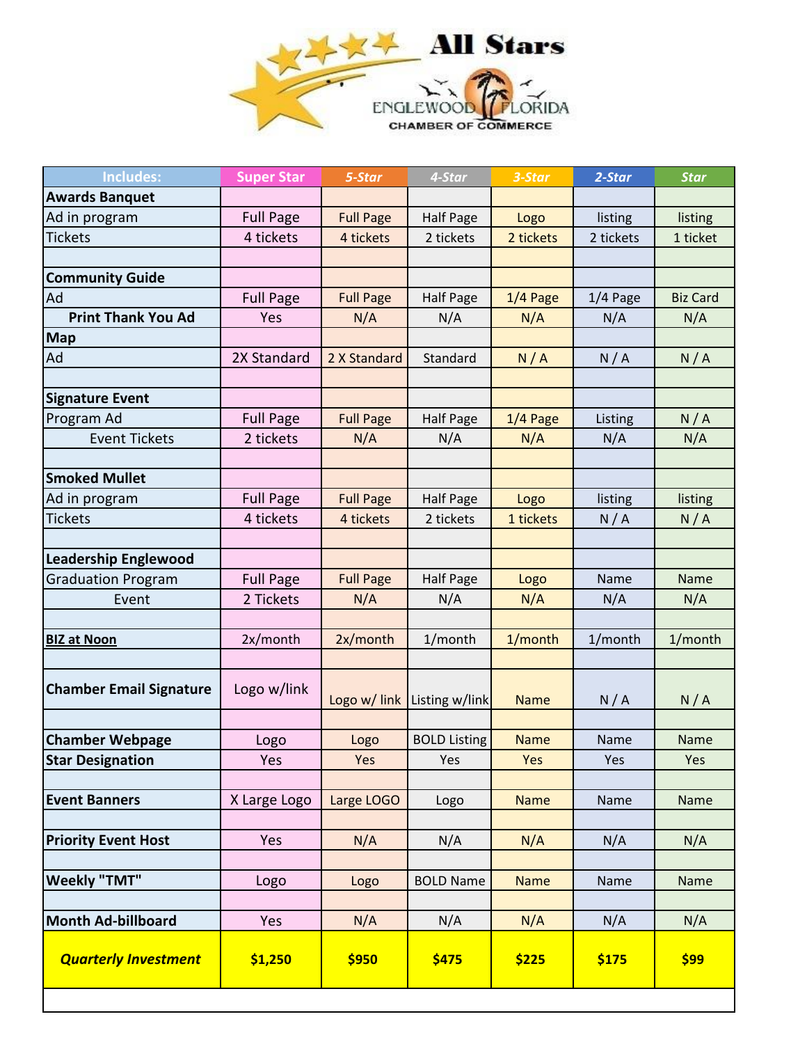# All Stars

ENGLEWOOD FLORIDA CHAMBER OF COMMERCE

| Includes: | Super Star | 5-Star | 4-Star | 3-Star | 2-Star | Star |
|---|---|---|---|---|---|---|
| **Awards Banquet** | | | | | | |
| Ad in program | Full Page | Full Page | Half Page | Logo | listing | listing |
| Tickets | 4 tickets | 4 tickets | 2 tickets | 2 tickets | 2 tickets | 1 ticket |
| | | | | | | |
| **Community Guide** | | | | | | |
| Ad | Full Page | Full Page | Half Page | 1/4 Page | 1/4 Page | Biz Card |
| **Print Thank You Ad** | Yes | N/A | N/A | N/A | N/A | N/A |
| **Map** | | | | | | |
| Ad | 2X Standard | 2 X Standard | Standard | N / A | N / A | N / A |
| | | | | | | |
| **Signature Event** | | | | | | |
| Program Ad | Full Page | Full Page | Half Page | 1/4 Page | Listing | N / A |
| Event Tickets | 2 tickets | N/A | N/A | N/A | N/A | N/A |
| | | | | | | |
| **Smoked Mullet** | | | | | | |
| Ad in program | Full Page | Full Page | Half Page | Logo | listing | listing |
| Tickets | 4 tickets | 4 tickets | 2 tickets | 1 tickets | N / A | N / A |
| | | | | | | |
| **Leadership Englewood** | | | | | | |
| Graduation Program | Full Page | Full Page | Half Page | Logo | Name | Name |
| Event | 2 Tickets | N/A | N/A | N/A | N/A | N/A |
| | | | | | | |
| **BIZ at Noon** | 2x/month | 2x/month | 1/month | 1/month | 1/month | 1/month |
| | | | | | | |
| **Chamber Email Signature** | Logo w/link | Logo w/ link | Listing w/link | Name | N / A | N / A |
| | | | | | | |
| **Chamber Webpage** | Logo | Logo | BOLD Listing | Name | Name | Name |
| **Star Designation** | Yes | Yes | Yes | Yes | Yes | Yes |
| | | | | | | |
| **Event Banners** | X Large Logo | Large LOGO | Logo | Name | Name | Name |
| | | | | | | |
| **Priority Event Host** | Yes | N/A | N/A | N/A | N/A | N/A |
| | | | | | | |
| **Weekly "TMT"** | Logo | Logo | BOLD Name | Name | Name | Name |
| | | | | | | |
| **Month Ad-billboard** | Yes | N/A | N/A | N/A | N/A | N/A |
| ***Quarterly Investment*** | **$1,250** | **$950** | **$475** | **$225** | **$175** | **$99** |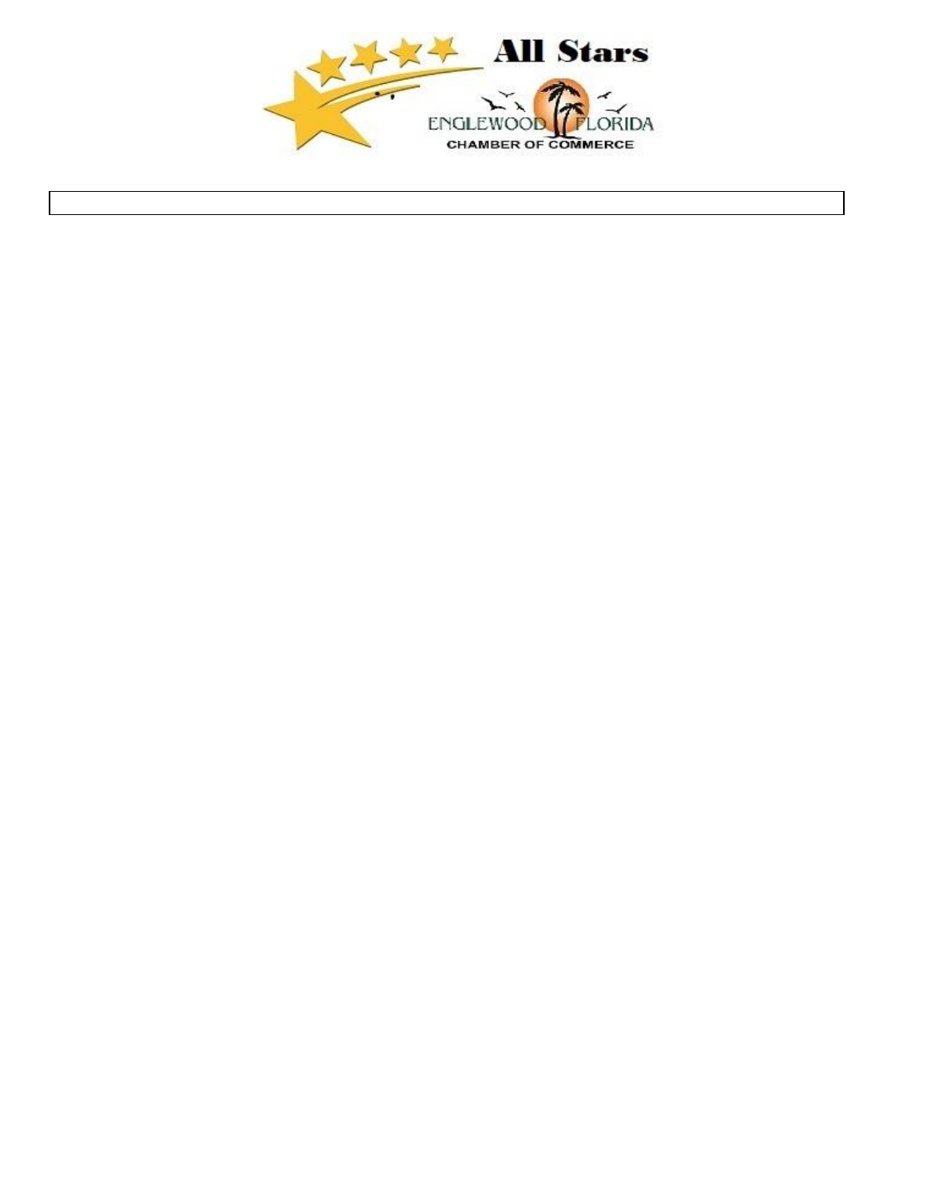All Stars

ENGLEWOOD FLORIDA

CHAMBER OF COMMERCE